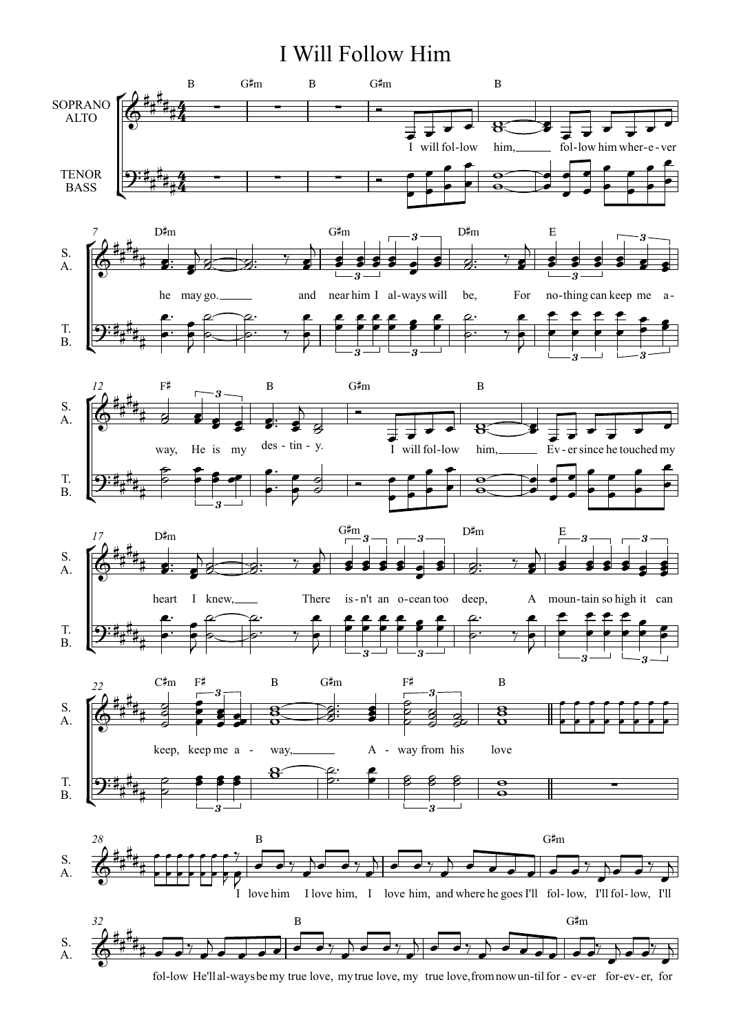# I Will Follow Him

SOPRANO
ALTO

TENOR
BASS

B G♯m B G♯m B

I will fol-low him, fol-low him wher-e-ver

D♯m G♯m D♯m E

he may go. and near him I al-ways will be, For no-thing can keep me a-

F♯ B G♯m B

way, He is my des - tin - y. I will fol-low him, Ev - er since he touched my

D♯m G♯m D♯m E

heart I knew, There is-n't an o-cean too deep, A moun-tain so high it can

C♯m F♯ B G♯m F♯ B

keep, keep me a - way, A - way from his love

B G♯m

I love him I love him, I love him, and where he goes I'll fol- low, I'll fol- low, I'll

B G♯m

fol-low He'll al-ways be my true love, my true love, my true love, from now un-til for - ev-er for-ev- er, for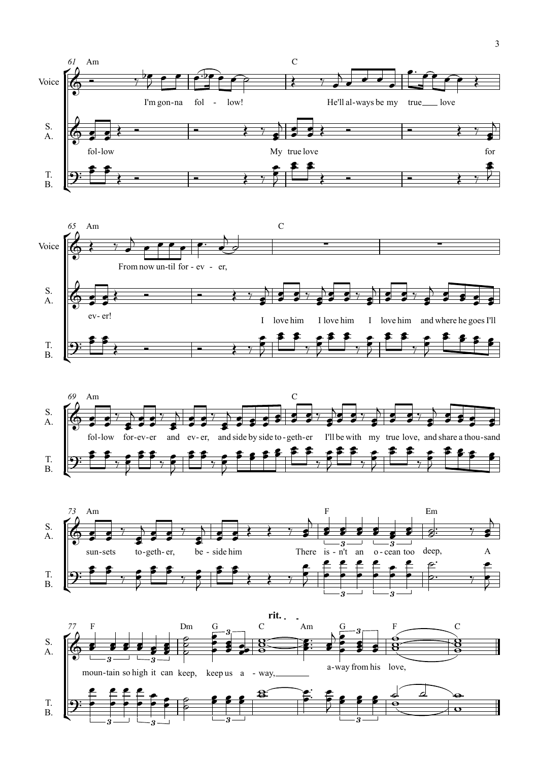61 Am — C

Voice: I'm gon-na fol - low! He'll al-ways be my true love

S. A.: fol-low My true love for

T. B.

65 Am — C

Voice: From now un-til for - ev - er,

S. A.: ev- er! I love him I love him I love him and where he goes I'll

T. B.

69 Am — C

S. A.: fol-low for-ev-er and ev- er, and side by side to-geth-er I'll be with my true love, and share a thou-sand

T. B.

73 Am — F — Em

S. A.: sun-sets to-geth- er, be - side him There is - n't an o - cean too deep, A

T. B.

77 F — Dm — G — C — Am — G — F — C

rit.

S. A.: moun-tain so high it can keep, keep us a - way, a-way from his love,

T. B.